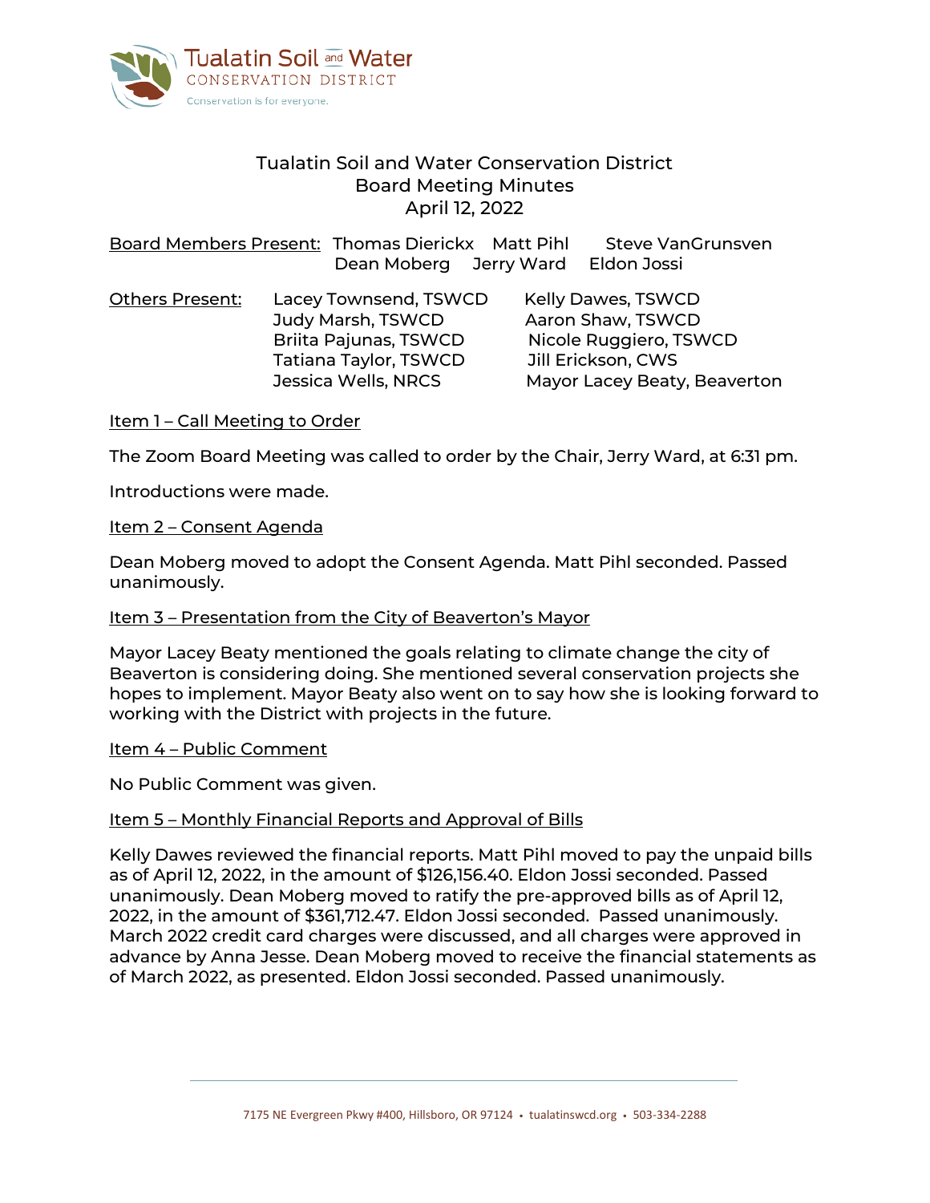Tualatin Soil and Water Conservation District
Board Meeting Minutes
April 12, 2022

Board Members Present: Thomas Dierickx, Matt Pihl, Steve VanGrunsven, Dean Moberg, Jerry Ward, Eldon Jossi

Others Present: Lacey Townsend, TSWCD; Kelly Dawes, TSWCD; Judy Marsh, TSWCD; Aaron Shaw, TSWCD; Briita Pajunas, TSWCD; Nicole Ruggiero, TSWCD; Tatiana Taylor, TSWCD; Jill Erickson, CWS; Jessica Wells, NRCS; Mayor Lacey Beaty, Beaverton

## Item 1 – Call Meeting to Order

The Zoom Board Meeting was called to order by the Chair, Jerry Ward, at 6:31 pm.

Introductions were made.

## Item 2 – Consent Agenda

Dean Moberg moved to adopt the Consent Agenda. Matt Pihl seconded. Passed unanimously.

## Item 3 – Presentation from the City of Beaverton's Mayor

Mayor Lacey Beaty mentioned the goals relating to climate change the city of Beaverton is considering doing. She mentioned several conservation projects she hopes to implement. Mayor Beaty also went on to say how she is looking forward to working with the District with projects in the future.

## Item 4 – Public Comment

No Public Comment was given.

## Item 5 – Monthly Financial Reports and Approval of Bills

Kelly Dawes reviewed the financial reports. Matt Pihl moved to pay the unpaid bills as of April 12, 2022, in the amount of $126,156.40. Eldon Jossi seconded. Passed unanimously. Dean Moberg moved to ratify the pre-approved bills as of April 12, 2022, in the amount of $361,712.47. Eldon Jossi seconded. Passed unanimously. March 2022 credit card charges were discussed, and all charges were approved in advance by Anna Jesse. Dean Moberg moved to receive the financial statements as of March 2022, as presented. Eldon Jossi seconded. Passed unanimously.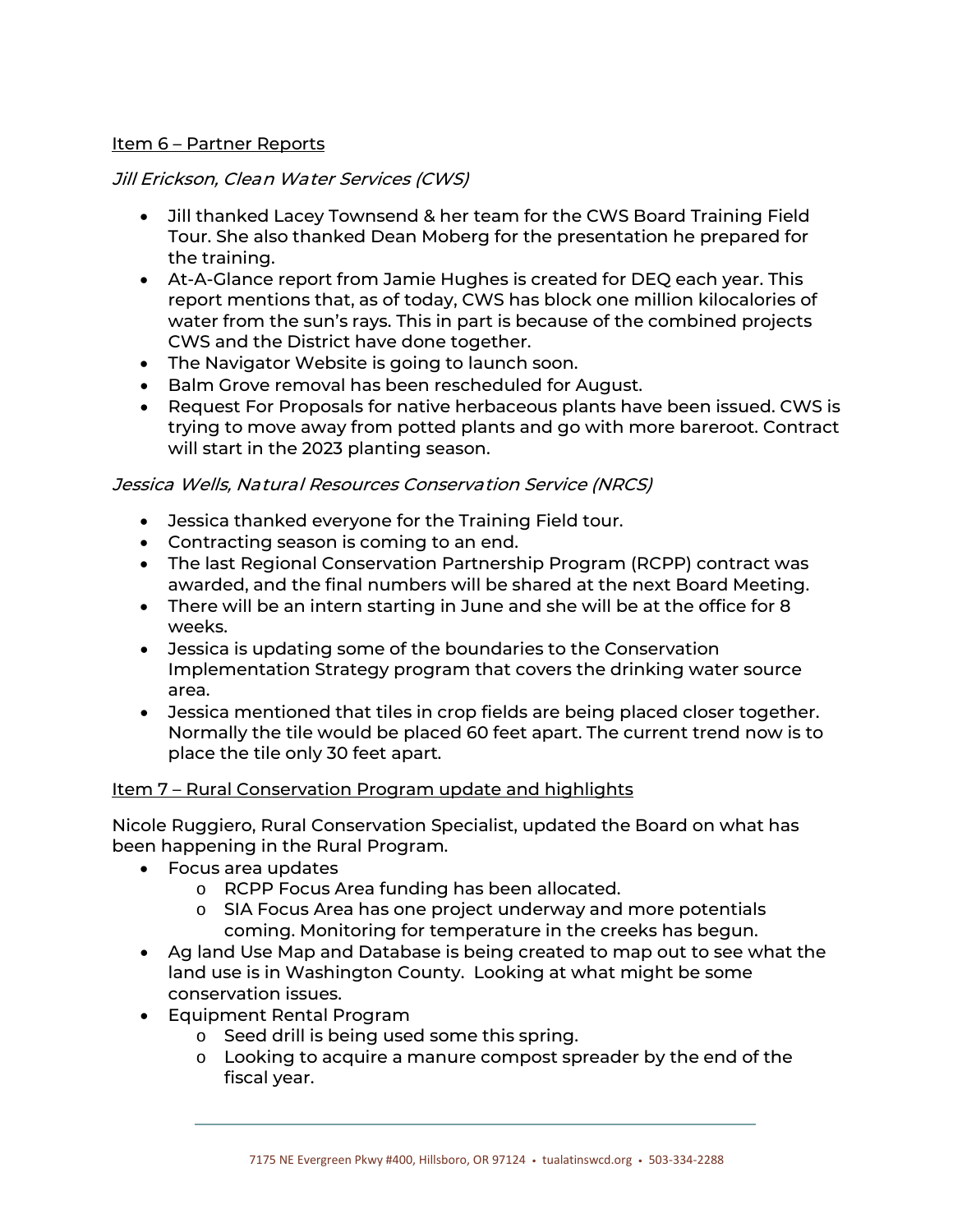## Item 6 – Partner Reports

*Jill Erickson, Clean Water Services (CWS)*

- Jill thanked Lacey Townsend & her team for the CWS Board Training Field Tour. She also thanked Dean Moberg for the presentation he prepared for the training.
- At-A-Glance report from Jamie Hughes is created for DEQ each year. This report mentions that, as of today, CWS has block one million kilocalories of water from the sun's rays. This in part is because of the combined projects CWS and the District have done together.
- The Navigator Website is going to launch soon.
- Balm Grove removal has been rescheduled for August.
- Request For Proposals for native herbaceous plants have been issued. CWS is trying to move away from potted plants and go with more bareroot. Contract will start in the 2023 planting season.

*Jessica Wells, Natural Resources Conservation Service (NRCS)*

- Jessica thanked everyone for the Training Field tour.
- Contracting season is coming to an end.
- The last Regional Conservation Partnership Program (RCPP) contract was awarded, and the final numbers will be shared at the next Board Meeting.
- There will be an intern starting in June and she will be at the office for 8 weeks.
- Jessica is updating some of the boundaries to the Conservation Implementation Strategy program that covers the drinking water source area.
- Jessica mentioned that tiles in crop fields are being placed closer together. Normally the tile would be placed 60 feet apart. The current trend now is to place the tile only 30 feet apart.

## Item 7 – Rural Conservation Program update and highlights

Nicole Ruggiero, Rural Conservation Specialist, updated the Board on what has been happening in the Rural Program.

- Focus area updates
  - RCPP Focus Area funding has been allocated.
  - SIA Focus Area has one project underway and more potentials coming. Monitoring for temperature in the creeks has begun.
- Ag land Use Map and Database is being created to map out to see what the land use is in Washington County. Looking at what might be some conservation issues.
- Equipment Rental Program
  - Seed drill is being used some this spring.
  - Looking to acquire a manure compost spreader by the end of the fiscal year.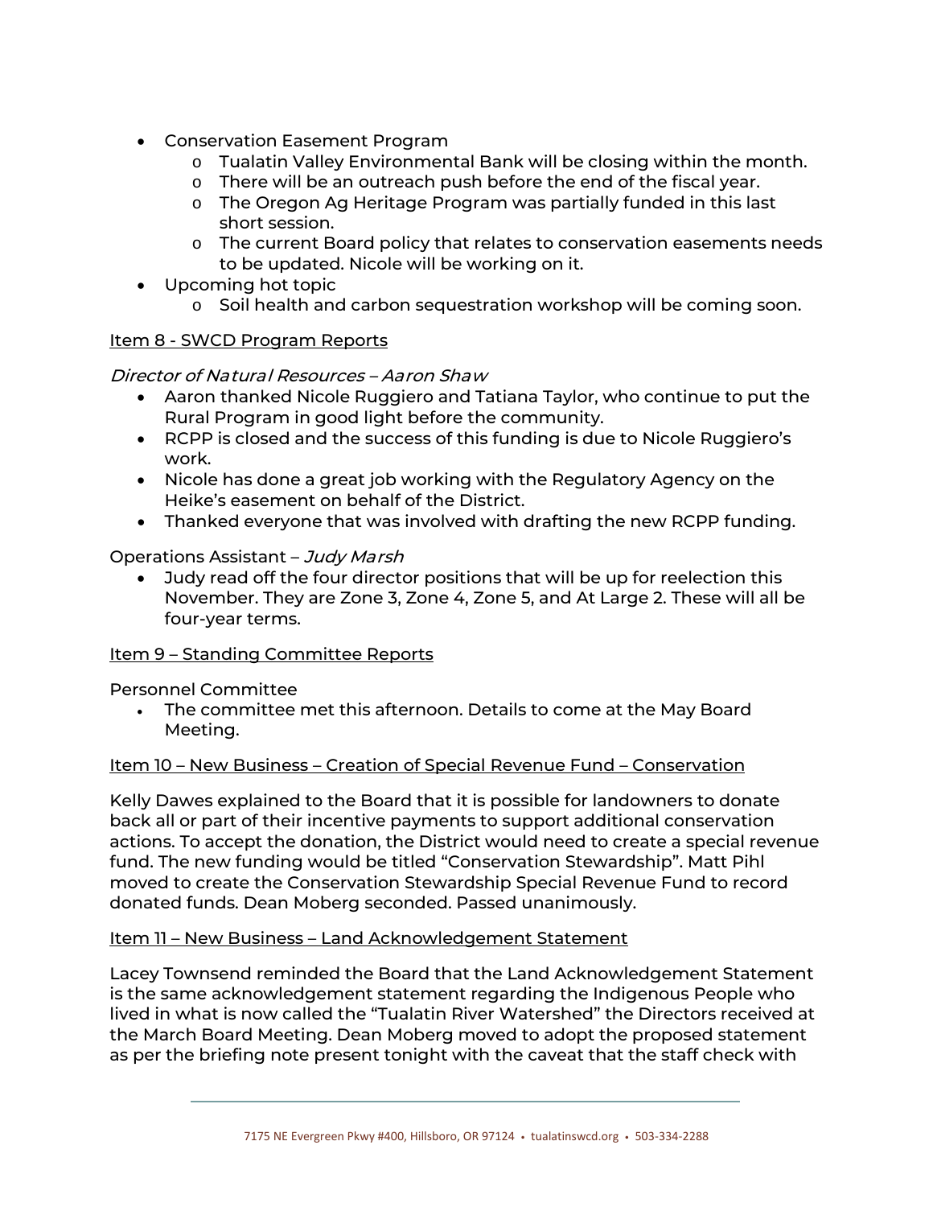- Conservation Easement Program
    - Tualatin Valley Environmental Bank will be closing within the month.
    - There will be an outreach push before the end of the fiscal year.
    - The Oregon Ag Heritage Program was partially funded in this last short session.
    - The current Board policy that relates to conservation easements needs to be updated. Nicole will be working on it.
- Upcoming hot topic
    - Soil health and carbon sequestration workshop will be coming soon.

Item 8 - SWCD Program Reports

*Director of Natural Resources – Aaron Shaw*

- Aaron thanked Nicole Ruggiero and Tatiana Taylor, who continue to put the Rural Program in good light before the community.
- RCPP is closed and the success of this funding is due to Nicole Ruggiero's work.
- Nicole has done a great job working with the Regulatory Agency on the Heike's easement on behalf of the District.
- Thanked everyone that was involved with drafting the new RCPP funding.

Operations Assistant – *Judy Marsh*

- Judy read off the four director positions that will be up for reelection this November. They are Zone 3, Zone 4, Zone 5, and At Large 2. These will all be four-year terms.

Item 9 – Standing Committee Reports

Personnel Committee

- The committee met this afternoon. Details to come at the May Board Meeting.

Item 10 – New Business – Creation of Special Revenue Fund – Conservation

Kelly Dawes explained to the Board that it is possible for landowners to donate back all or part of their incentive payments to support additional conservation actions. To accept the donation, the District would need to create a special revenue fund. The new funding would be titled "Conservation Stewardship". Matt Pihl moved to create the Conservation Stewardship Special Revenue Fund to record donated funds. Dean Moberg seconded. Passed unanimously.

Item 11 – New Business – Land Acknowledgement Statement

Lacey Townsend reminded the Board that the Land Acknowledgement Statement is the same acknowledgement statement regarding the Indigenous People who lived in what is now called the "Tualatin River Watershed" the Directors received at the March Board Meeting. Dean Moberg moved to adopt the proposed statement as per the briefing note present tonight with the caveat that the staff check with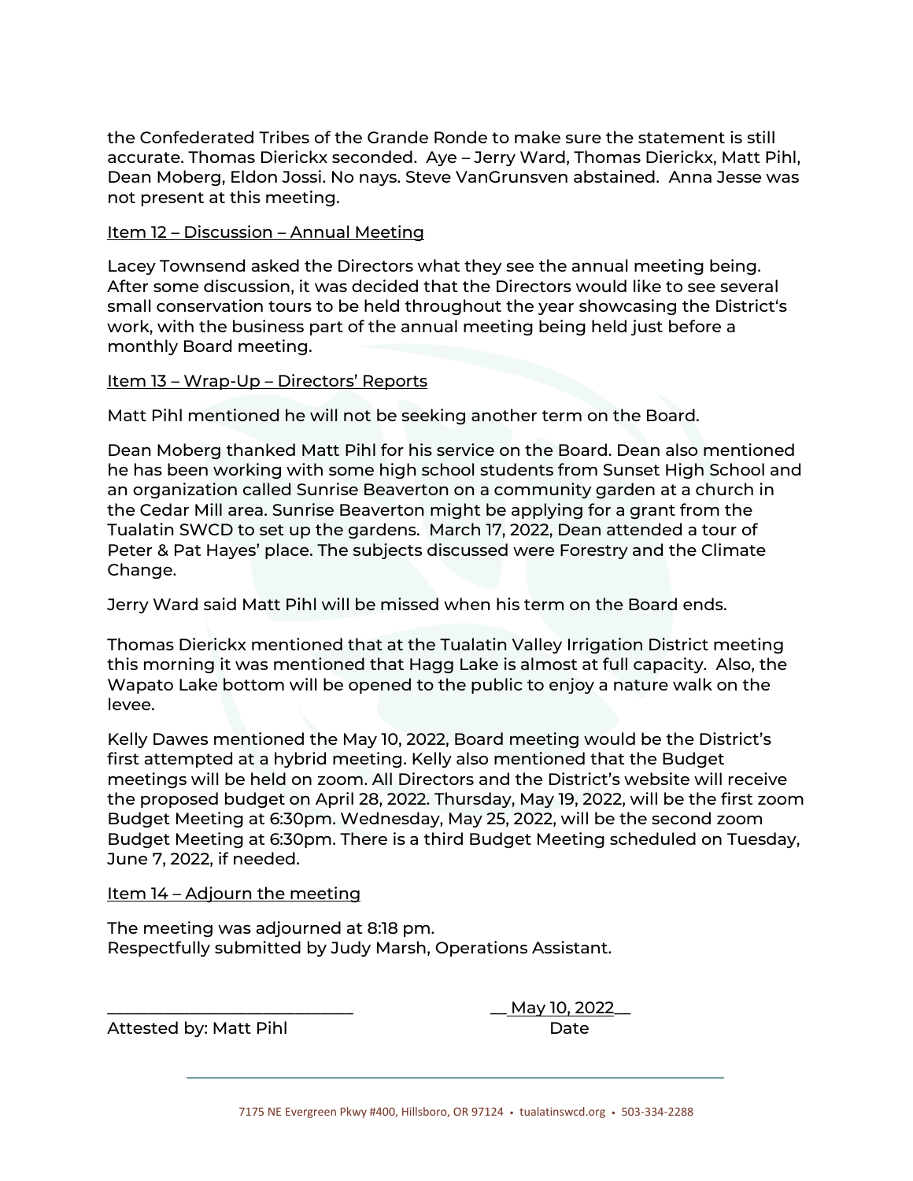the Confederated Tribes of the Grande Ronde to make sure the statement is still accurate. Thomas Dierickx seconded. Aye – Jerry Ward, Thomas Dierickx, Matt Pihl, Dean Moberg, Eldon Jossi. No nays. Steve VanGrunsven abstained. Anna Jesse was not present at this meeting.

<u>Item 12 – Discussion – Annual Meeting</u>

Lacey Townsend asked the Directors what they see the annual meeting being. After some discussion, it was decided that the Directors would like to see several small conservation tours to be held throughout the year showcasing the District's work, with the business part of the annual meeting being held just before a monthly Board meeting.

<u>Item 13 – Wrap-Up – Directors' Reports</u>

Matt Pihl mentioned he will not be seeking another term on the Board.

Dean Moberg thanked Matt Pihl for his service on the Board. Dean also mentioned he has been working with some high school students from Sunset High School and an organization called Sunrise Beaverton on a community garden at a church in the Cedar Mill area. Sunrise Beaverton might be applying for a grant from the Tualatin SWCD to set up the gardens. March 17, 2022, Dean attended a tour of Peter & Pat Hayes' place. The subjects discussed were Forestry and the Climate Change.

Jerry Ward said Matt Pihl will be missed when his term on the Board ends.

Thomas Dierickx mentioned that at the Tualatin Valley Irrigation District meeting this morning it was mentioned that Hagg Lake is almost at full capacity. Also, the Wapato Lake bottom will be opened to the public to enjoy a nature walk on the levee.

Kelly Dawes mentioned the May 10, 2022, Board meeting would be the District's first attempted at a hybrid meeting. Kelly also mentioned that the Budget meetings will be held on zoom. All Directors and the District's website will receive the proposed budget on April 28, 2022. Thursday, May 19, 2022, will be the first zoom Budget Meeting at 6:30pm. Wednesday, May 25, 2022, will be the second zoom Budget Meeting at 6:30pm. There is a third Budget Meeting scheduled on Tuesday, June 7, 2022, if needed.

<u>Item 14 – Adjourn the meeting</u>

The meeting was adjourned at 8:18 pm.
Respectfully submitted by Judy Marsh, Operations Assistant.

_____________________________ &nbsp;&nbsp;&nbsp;&nbsp; __May 10, 2022__

Attested by: Matt Pihl &nbsp;&nbsp;&nbsp;&nbsp; Date